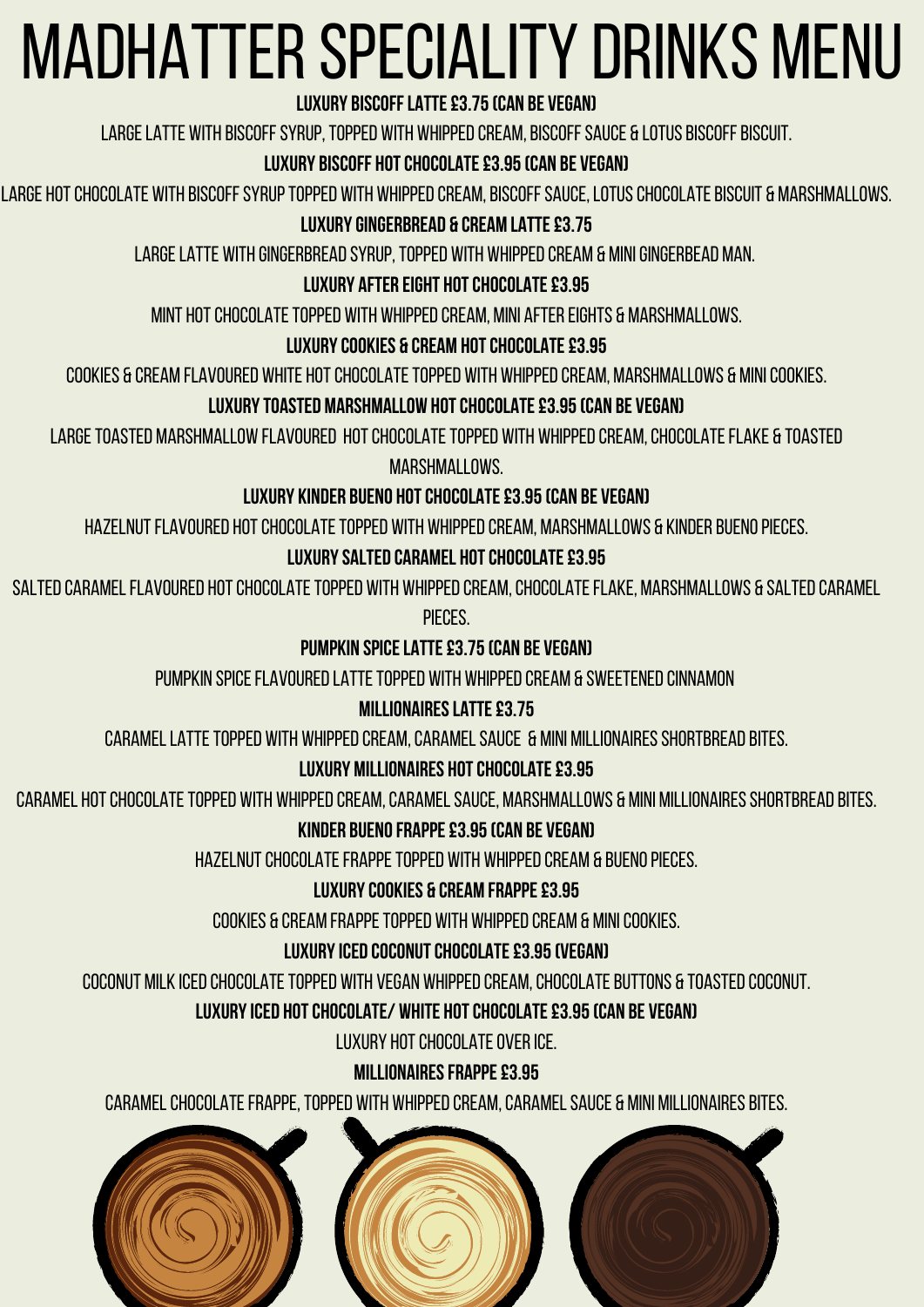# MADHATTER SPECIALITY DRINKS MENU

**LUXURY BISCOFF LATTE £3.75 (CAN BE VEGAN)**

LARGE LATTE WITH BISCOFF SYRUP, TOPPED WITH WHIPPED CREAM, BISCOFF SAUCE & LOTUS BISCOFF BISCUIT.

**LUXURY BISCOFF HOT CHOCOLATE £3.95 (CAN BE VEGAN)**

LARGE HOT CHOCOLATE WITH BISCOFF SYRUP TOPPED WITH WHIPPED CREAM, BISCOFF SAUCE, LOTUS CHOCOLATE BISCUIT & MARSHMALLOWS.

**LUXURY GINGERBREAD & CREAM LATTE £3.75**

LARGE LATTE WITH GINGERBREAD SYRUP, TOPPED WITH WHIPPED CREAM & MINI GINGERBEAD MAN.

**LUXURY AFTER EIGHT HOT CHOCOLATE £3.95**

MINT HOT CHOCOLATE TOPPED WITH WHIPPED CREAM, MINI AFTER EIGHTS & MARSHMALLOWS.

**LUXURY COOKIES & CREAM HOT CHOCOLATE £3.95**

COOKIES & CREAM FLAVOURED WHITE HOT CHOCOLATE TOPPED WITH WHIPPED CREAM, MARSHMALLOWS & MINI COOKIES.

**LUXURY TOASTED MARSHMALLOW HOT CHOCOLATE £3.95 (CAN BE VEGAN)**

LARGE TOASTED MARSHMALLOW FLAVOURED HOT CHOCOLATE TOPPED WITH WHIPPED CREAM, CHOCOLATE FLAKE & TOASTED MARSHMALLOWS.

**LUXURY KINDER BUENO HOT CHOCOLATE £3.95 (CAN BE VEGAN)**

HAZELNUT FLAVOURED HOT CHOCOLATE TOPPED WITH WHIPPED CREAM, MARSHMALLOWS & KINDER BUENO PIECES.

**LUXURY SALTED CARAMEL HOT CHOCOLATE £3.95**

SALTED CARAMEL FLAVOURED HOT CHOCOLATE TOPPED WITH WHIPPED CREAM, CHOCOLATE FLAKE, MARSHMALLOWS & SALTED CARAMEL PIECES.

**PUMPKIN SPICE LATTE £3.75 (CAN BE VEGAN)**

PUMPKIN SPICE FLAVOURED LATTE TOPPED WITH WHIPPED CREAM & SWEETENED CINNAMON

**MILLIONAIRES LATTE £3.75**

CARAMEL LATTE TOPPED WITH WHIPPED CREAM, CARAMEL SAUCE & MINI MILLIONAIRES SHORTBREAD BITES.

**LUXURY MILLIONAIRES HOT CHOCOLATE £3.95**

CARAMEL HOT CHOCOLATE TOPPED WITH WHIPPED CREAM, CARAMEL SAUCE, MARSHMALLOWS & MINI MILLIONAIRES SHORTBREAD BITES.

**KINDER BUENO FRAPPE £3.95 (CAN BE VEGAN)**

HAZELNUT CHOCOLATE FRAPPE TOPPED WITH WHIPPED CREAM & BUENO PIECES.

**LUXURY COOKIES & CREAM FRAPPE £3.95**

COOKIES & CREAM FRAPPE TOPPED WITH WHIPPED CREAM & MINI COOKIES.

**LUXURY ICED COCONUT CHOCOLATE £3.95 (VEGAN)**

COCONUT MILK ICED CHOCOLATE TOPPED WITH VEGAN WHIPPED CREAM, CHOCOLATE BUTTONS & TOASTED COCONUT.

**LUXURY ICED HOT CHOCOLATE/ WHITE HOT CHOCOLATE £3.95 (CAN BE VEGAN)**

LUXURY HOT CHOCOLATE OVER ICE.

**MILLIONAIRES FRAPPE £3.95**

CARAMEL CHOCOLATE FRAPPE, TOPPED WITH WHIPPED CREAM, CARAMEL SAUCE & MINI MILLIONAIRES BITES.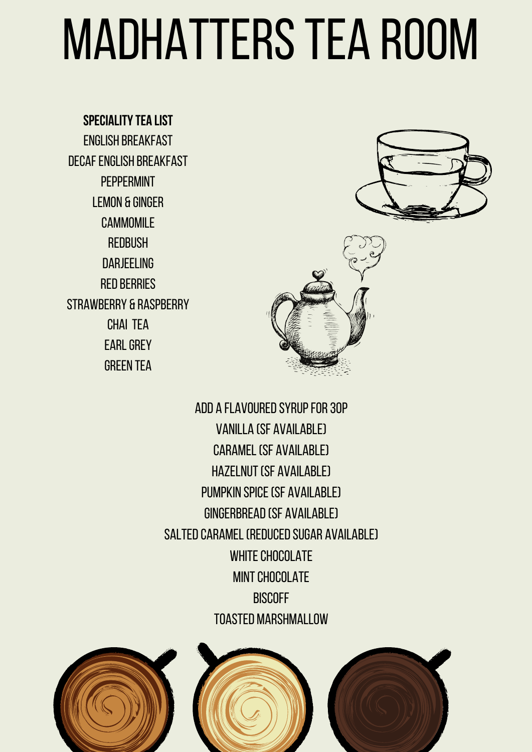# MADHATTERS TEA ROOM

**SPECIALITY TEA LIST**

ENGLISH BREAKFAST
DECAF ENGLISH BREAKFAST
PEPPERMINT
LEMON & GINGER
CAMMOMILE
REDBUSH
DARJEELING
RED BERRIES
STRAWBERRY & RASPBERRY
CHAI TEA
EARL GREY
GREEN TEA

ADD A FLAVOURED SYRUP FOR 30P
VANILLA (SF AVAILABLE)
CARAMEL (SF AVAILABLE)
HAZELNUT (SF AVAILABLE)
PUMPKIN SPICE (SF AVAILABLE)
GINGERBREAD (SF AVAILABLE)
SALTED CARAMEL (REDUCED SUGAR AVAILABLE)
WHITE CHOCOLATE
MINT CHOCOLATE
BISCOFF
TOASTED MARSHMALLOW